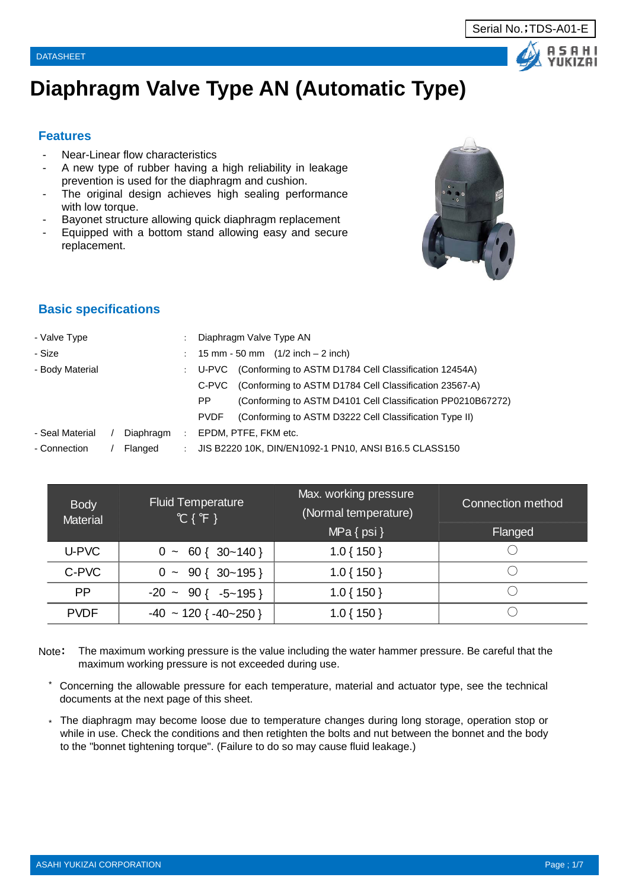Serial No.；TDS-A01-E

DATASHEET

# Diaphragm Valve Type AN (Automatic Type)

## Features

- Near-Linear flow characteristics
- A new type of rubber having a high reliability in leakage prevention is used for the diaphragm and cushion.
- The original design achieves high sealing performance with low torque.
- Bayonet structure allowing quick diaphragm replacement
- Equipped with a bottom stand allowing easy and secure replacement.

## Basic specifications

| | | |
|---|---|---|
| - Valve Type | : | Diaphragm Valve Type AN |
| - Size | : | 15 mm - 50 mm (1/2 inch – 2 inch) |
| - Body Material | : | U-PVC (Conforming to ASTM D1784 Cell Classification 12454A) |
| | | C-PVC (Conforming to ASTM D1784 Cell Classification 23567-A) |
| | | PP (Conforming to ASTM D4101 Cell Classification PP0210B67272) |
| | | PVDF (Conforming to ASTM D3222 Cell Classification Type II) |
| - Seal Material / Diaphragm | : | EPDM, PTFE, FKM etc. |
| - Connection / Flanged | : | JIS B2220 10K, DIN/EN1092-1 PN10, ANSI B16.5 CLASS150 |

| Body Material | Fluid Temperature ℃ { ℉ } | Max. working pressure (Normal temperature) MPa { psi } | Connection method |
|---|---|---|---|
| | | | Flanged |
| U-PVC | 0 ~ 60 { 30~140 } | 1.0 { 150 } | ○ |
| C-PVC | 0 ~ 90 { 30~195 } | 1.0 { 150 } | ○ |
| PP | -20 ~ 90 { -5~195 } | 1.0 { 150 } | ○ |
| PVDF | -40 ~ 120 { -40~250 } | 1.0 { 150 } | ○ |

Note： The maximum working pressure is the value including the water hammer pressure. Be careful that the maximum working pressure is not exceeded during use.

* Concerning the allowable pressure for each temperature, material and actuator type, see the technical documents at the next page of this sheet.

* The diaphragm may become loose due to temperature changes during long storage, operation stop or while in use. Check the conditions and then retighten the bolts and nut between the bonnet and the body to the "bonnet tightening torque". (Failure to do so may cause fluid leakage.)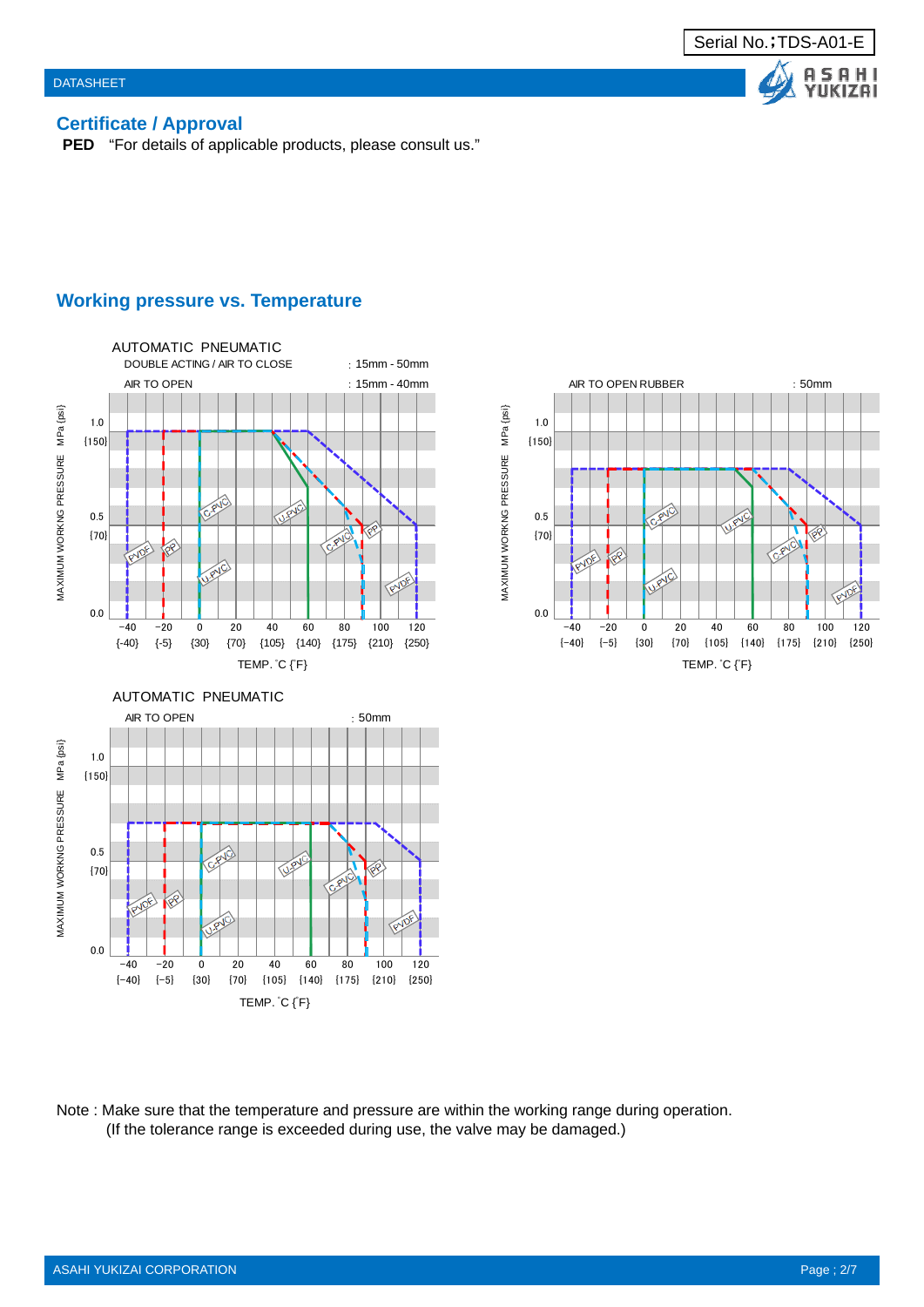## Certificate / Approval

**PED** "For details of applicable products, please consult us."

## Working pressure vs. Temperature

AUTOMATIC PNEUMATIC

DOUBLE ACTING / AIR TO CLOSE : 15mm - 50mm

AIR TO OPEN : 15mm - 40mm

AIR TO OPEN RUBBER : 50mm

AUTOMATIC PNEUMATIC

AIR TO OPEN : 50mm

Note : Make sure that the temperature and pressure are within the working range during operation.
(If the tolerance range is exceeded during use, the valve may be damaged.)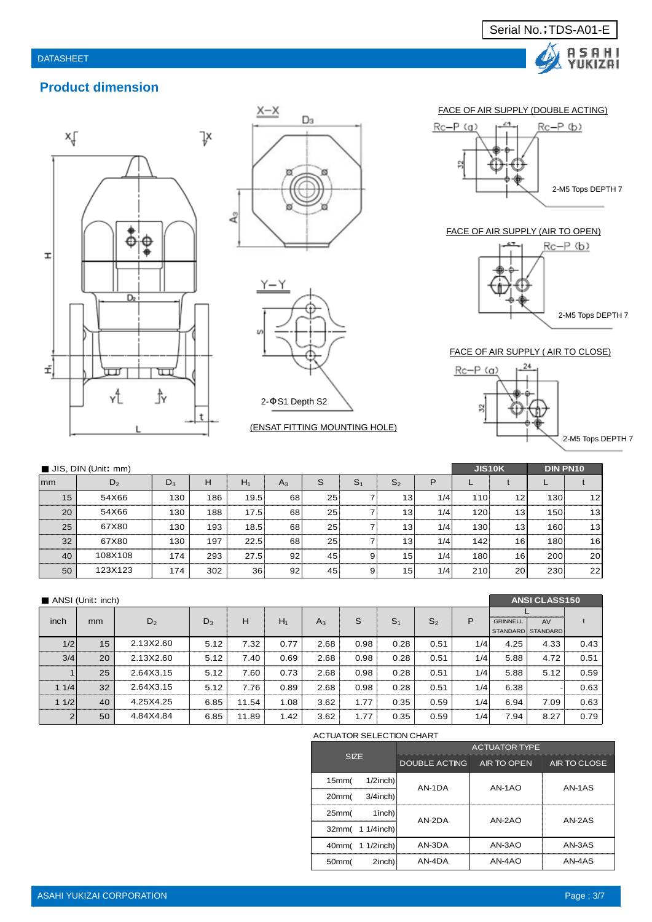DATASHEET

Serial No.;TDS-A01-E

## Product dimension

FACE OF AIR SUPPLY (DOUBLE ACTING)

Rc−P (a) Rc−P (b)

2-M5 Tops DEPTH 7

FACE OF AIR SUPPLY (AIR TO OPEN)

Rc−P (b)

2-M5 Tops DEPTH 7

FACE OF AIR SUPPLY ( AIR TO CLOSE)

Rc−P (a)

2-M5 Tops DEPTH 7

2-ΦS1 Depth S2

(ENSAT FITTING MOUNTING HOLE)

■ JIS, DIN (Unit: mm)

| mm | $D_2$ | $D_3$ | H | $H_1$ | $A_3$ | S | $S_1$ | $S_2$ | P | JIS10K L | JIS10K t | DIN PN10 L | DIN PN10 t |
|---|---|---|---|---|---|---|---|---|---|---|---|---|---|
| 15 | 54X66 | 130 | 186 | 19.5 | 68 | 25 | 7 | 13 | 1/4 | 110 | 12 | 130 | 12 |
| 20 | 54X66 | 130 | 188 | 17.5 | 68 | 25 | 7 | 13 | 1/4 | 120 | 13 | 150 | 13 |
| 25 | 67X80 | 130 | 193 | 18.5 | 68 | 25 | 7 | 13 | 1/4 | 130 | 13 | 160 | 13 |
| 32 | 67X80 | 130 | 197 | 22.5 | 68 | 25 | 7 | 13 | 1/4 | 142 | 16 | 180 | 16 |
| 40 | 108X108 | 174 | 293 | 27.5 | 92 | 45 | 9 | 15 | 1/4 | 180 | 16 | 200 | 20 |
| 50 | 123X123 | 174 | 302 | 36 | 92 | 45 | 9 | 15 | 1/4 | 210 | 20 | 230 | 22 |

■ ANSI (Unit: inch)

| inch | mm | $D_2$ | $D_3$ | H | $H_1$ | $A_3$ | S | $S_1$ | $S_2$ | P | ANSI CLASS150 L GRINNELL STANDARD | ANSI CLASS150 L AV STANDARD | ANSI CLASS150 t |
|---|---|---|---|---|---|---|---|---|---|---|---|---|---|
| 1/2 | 15 | 2.13X2.60 | 5.12 | 7.32 | 0.77 | 2.68 | 0.98 | 0.28 | 0.51 | 1/4 | 4.25 | 4.33 | 0.43 |
| 3/4 | 20 | 2.13X2.60 | 5.12 | 7.40 | 0.69 | 2.68 | 0.98 | 0.28 | 0.51 | 1/4 | 5.88 | 4.72 | 0.51 |
| 1 | 25 | 2.64X3.15 | 5.12 | 7.60 | 0.73 | 2.68 | 0.98 | 0.28 | 0.51 | 1/4 | 5.88 | 5.12 | 0.59 |
| 1 1/4 | 32 | 2.64X3.15 | 5.12 | 7.76 | 0.89 | 2.68 | 0.98 | 0.28 | 0.51 | 1/4 | 6.38 | - | 0.63 |
| 1 1/2 | 40 | 4.25X4.25 | 6.85 | 11.54 | 1.08 | 3.62 | 1.77 | 0.35 | 0.59 | 1/4 | 6.94 | 7.09 | 0.63 |
| 2 | 50 | 4.84X4.84 | 6.85 | 11.89 | 1.42 | 3.62 | 1.77 | 0.35 | 0.59 | 1/4 | 7.94 | 8.27 | 0.79 |

ACTUATOR SELECTION CHART

| SIZE | DOUBLE ACTING | AIR TO OPEN | AIR TO CLOSE |
|---|---|---|---|
| 15mm( 1/2inch) | AN-1DA | AN-1AO | AN-1AS |
| 20mm( 3/4inch) | AN-1DA | AN-1AO | AN-1AS |
| 25mm( 1inch) | AN-2DA | AN-2AO | AN-2AS |
| 32mm( 1 1/4inch) | AN-2DA | AN-2AO | AN-2AS |
| 40mm( 1 1/2inch) | AN-3DA | AN-3AO | AN-3AS |
| 50mm( 2inch) | AN-4DA | AN-4AO | AN-4AS |

ASAHI YUKIZAI CORPORATION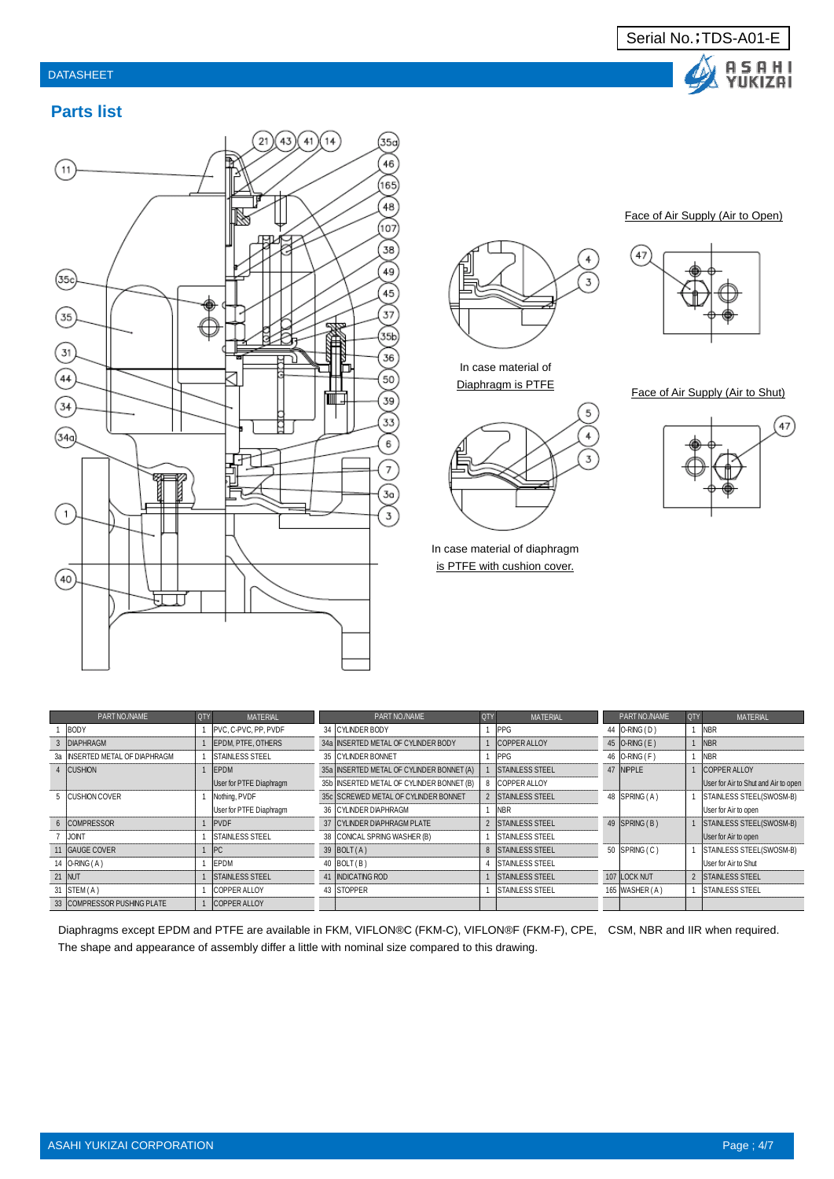## Parts list

Face of Air Supply (Air to Open)

Face of Air Supply (Air to Shut)

In case material of Diaphragm is PTFE

In case material of diaphragm is PTFE with cushion cover.

| PART NO./NAME | | QTY | MATERIAL | PART NO./NAME | | QTY | MATERIAL | PART NO./NAME | | QTY | MATERIAL |
|---|---|---|---|---|---|---|---|---|---|---|---|
| 1 | BODY | 1 | PVC, C-PVC, PP, PVDF | 34 | CYLINDER BODY | 1 | PPG | 44 | O-RING ( D ) | 1 | NBR |
| 3 | DIAPHRAGM | 1 | EPDM, PTFE, OTHERS | 34a | INSERTED METAL OF CYLINDER BODY | 1 | COPPER ALLOY | 45 | O-RING ( E ) | 1 | NBR |
| 3a | INSERTED METAL OF DIAPHRAGM | 1 | STAINLESS STEEL | 35 | CYLINDER BONNET | 1 | PPG | 46 | O-RING ( F ) | 1 | NBR |
| 4 | CUSHION | 1 | EPDM | 35a | INSERTED METAL OF CYLINDER BONNET (A) | 1 | STAINLESS STEEL | 47 | NIPPLE | 1 | COPPER ALLOY |
| | | | User for PTFE Diaphragm | 35b | INSERTED METAL OF CYLINDER BONNET (B) | 8 | COPPER ALLOY | | | | User for Air to Shut and Air to open |
| 5 | CUSHION COVER | 1 | Nothing, PVDF | 35c | SCREWED METAL OF CYLINDER BONNET | 2 | STAINLESS STEEL | 48 | SPRING ( A ) | 1 | STAINLESS STEEL(SWOSM-B) |
| | | | User for PTFE Diaphragm | 36 | CYLINDER DIAPHRAGM | 1 | NBR | | | | User for Air to open |
| 6 | COMPRESSOR | 1 | PVDF | 37 | CYLINDER DIAPHRAGM PLATE | 2 | STAINLESS STEEL | 49 | SPRING ( B ) | 1 | STAINLESS STEEL(SWOSM-B) |
| 7 | JOINT | 1 | STAINLESS STEEL | 38 | CONICAL SPRING WASHER (B) | 1 | STAINLESS STEEL | | | | User for Air to open |
| 11 | GAUGE COVER | 1 | PC | 39 | BOLT ( A ) | 8 | STAINLESS STEEL | 50 | SPRING ( C ) | 1 | STAINLESS STEEL(SWOSM-B) |
| 14 | O-RING ( A ) | 1 | EPDM | 40 | BOLT ( B ) | 4 | STAINLESS STEEL | | | | User for Air to Shut |
| 21 | NUT | 1 | STAINLESS STEEL | 41 | INDICATING ROD | 1 | STAINLESS STEEL | 107 | LOCK NUT | 2 | STAINLESS STEEL |
| 31 | STEM ( A ) | 1 | COPPER ALLOY | 43 | STOPPER | 1 | STAINLESS STEEL | 165 | WASHER ( A ) | 1 | STAINLESS STEEL |
| 33 | COMPRESSOR PUSHING PLATE | 1 | COPPER ALLOY | | | | | | | | |

Diaphragms except EPDM and PTFE are available in FKM, VIFLON®C (FKM-C), VIFLON®F (FKM-F), CPE, CSM, NBR and IIR when required.
The shape and appearance of assembly differ a little with nominal size compared to this drawing.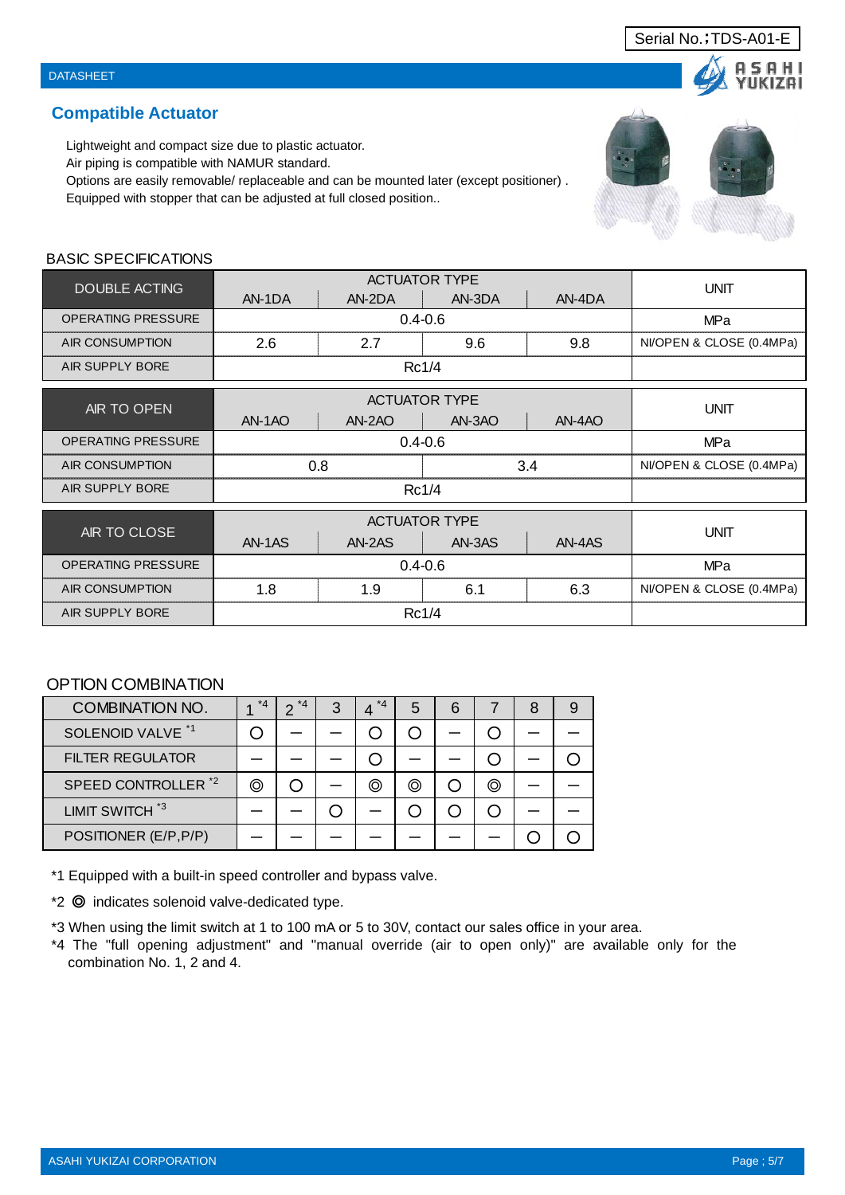Serial No.;TDS-A01-E

DATASHEET

## Compatible Actuator

Lightweight and compact size due to plastic actuator.
Air piping is compatible with NAMUR standard.
Options are easily removable/ replaceable and can be mounted later (except positioner) .
Equipped with stopper that can be adjusted at full closed position..

### BASIC SPECIFICATIONS

| DOUBLE ACTING | ACTUATOR TYPE | | | | UNIT |
|---|---|---|---|---|---|
| | AN-1DA | AN-2DA | AN-3DA | AN-4DA | |
| OPERATING PRESSURE | 0.4-0.6 | | | | MPa |
| AIR CONSUMPTION | 2.6 | 2.7 | 9.6 | 9.8 | Nl/OPEN & CLOSE (0.4MPa) |
| AIR SUPPLY BORE | Rc1/4 | | | | |

| AIR TO OPEN | ACTUATOR TYPE | | | | UNIT |
|---|---|---|---|---|---|
| | AN-1AO | AN-2AO | AN-3AO | AN-4AO | |
| OPERATING PRESSURE | 0.4-0.6 | | | | MPa |
| AIR CONSUMPTION | 0.8 | | 3.4 | | Nl/OPEN & CLOSE (0.4MPa) |
| AIR SUPPLY BORE | Rc1/4 | | | | |

| AIR TO CLOSE | ACTUATOR TYPE | | | | UNIT |
|---|---|---|---|---|---|
| | AN-1AS | AN-2AS | AN-3AS | AN-4AS | |
| OPERATING PRESSURE | 0.4-0.6 | | | | MPa |
| AIR CONSUMPTION | 1.8 | 1.9 | 6.1 | 6.3 | Nl/OPEN & CLOSE (0.4MPa) |
| AIR SUPPLY BORE | Rc1/4 | | | | |

### OPTION COMBINATION

| COMBINATION NO. | 1 *4 | 2 *4 | 3 | 4 *4 | 5 | 6 | 7 | 8 | 9 |
|---|---|---|---|---|---|---|---|---|---|
| SOLENOID VALVE *1 | ○ | — | — | ○ | ○ | — | ○ | — | — |
| FILTER REGULATOR | — | — | — | ○ | — | — | ○ | — | ○ |
| SPEED CONTROLLER *2 | ◎ | ○ | — | ◎ | ◎ | ○ | ◎ | — | — |
| LIMIT SWITCH *3 | — | — | ○ | — | ○ | ○ | ○ | — | — |
| POSITIONER (E/P,P/P) | — | — | — | — | — | — | — | ○ | ○ |

*1 Equipped with a built-in speed controller and bypass valve.

*2 ◎ indicates solenoid valve-dedicated type.

*3 When using the limit switch at 1 to 100 mA or 5 to 30V, contact our sales office in your area.

*4 The "full opening adjustment" and "manual override (air to open only)" are available only for the combination No. 1, 2 and 4.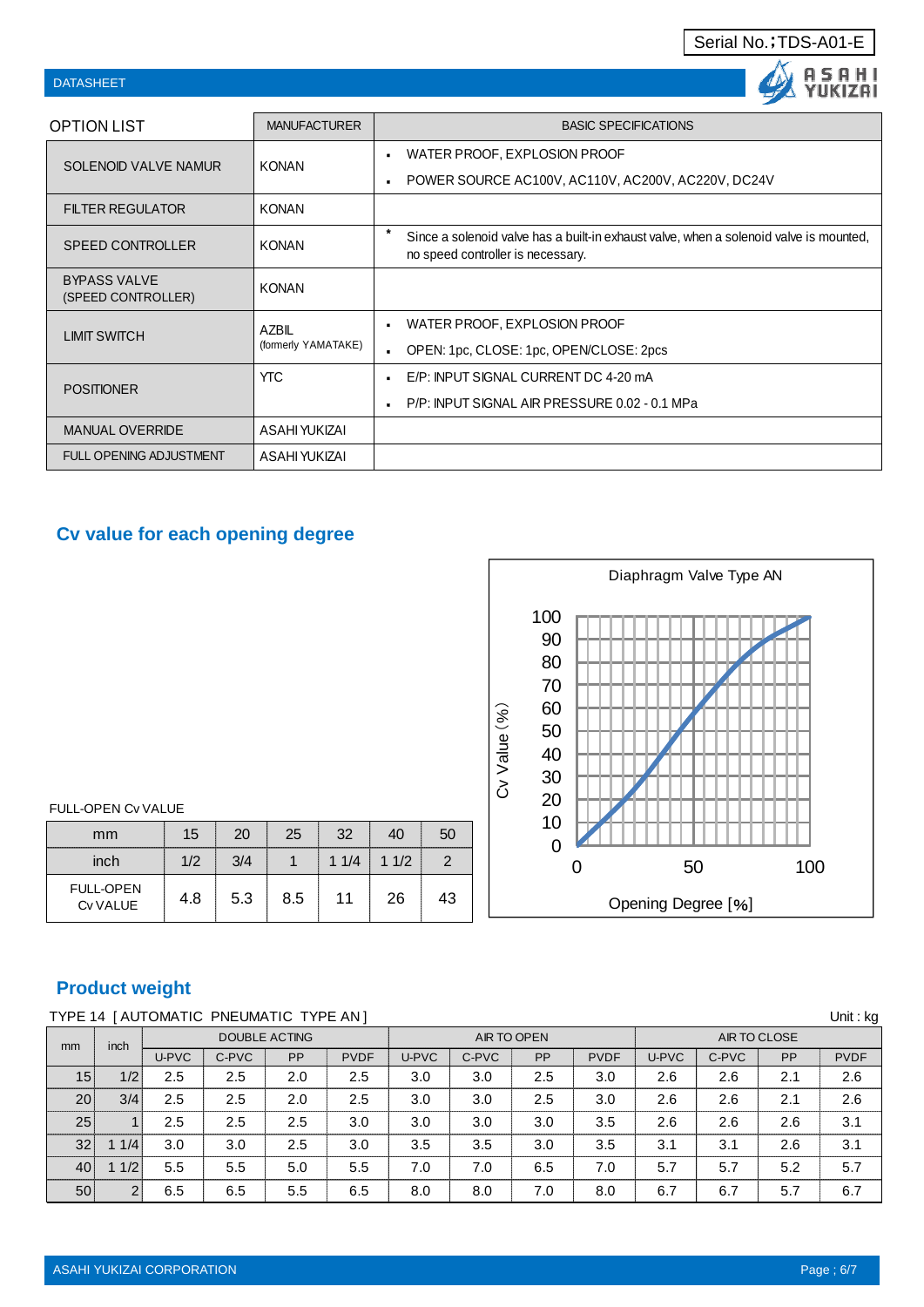Serial No.；TDS-A01-E

DATASHEET

| OPTION LIST | MANUFACTURER | BASIC SPECIFICATIONS |
|---|---|---|
| SOLENOID VALVE NAMUR | KONAN | ▪ WATER PROOF, EXPLOSION PROOF<br>▪ POWER SOURCE AC100V, AC110V, AC200V, AC220V, DC24V |
| FILTER REGULATOR | KONAN | |
| SPEED CONTROLLER | KONAN | * Since a solenoid valve has a built-in exhaust valve, when a solenoid valve is mounted, no speed controller is necessary. |
| BYPASS VALVE (SPEED CONTROLLER) | KONAN | |
| LIMIT SWITCH | AZBIL (formerly YAMATAKE) | ▪ WATER PROOF, EXPLOSION PROOF<br>▪ OPEN: 1pc, CLOSE: 1pc, OPEN/CLOSE: 2pcs |
| POSITIONER | YTC | ▪ E/P: INPUT SIGNAL CURRENT DC 4-20 mA<br>▪ P/P: INPUT SIGNAL AIR PRESSURE 0.02 - 0.1 MPa |
| MANUAL OVERRIDE | ASAHI YUKIZAI | |
| FULL OPENING ADJUSTMENT | ASAHI YUKIZAI | |

## Cv value for each opening degree

FULL-OPEN Cv VALUE

| mm | 15 | 20 | 25 | 32 | 40 | 50 |
|---|---|---|---|---|---|---|
| inch | 1/2 | 3/4 | 1 | 1 1/4 | 1 1/2 | 2 |
| FULL-OPEN Cv VALUE | 4.8 | 5.3 | 8.5 | 11 | 26 | 43 |

Diaphragm Valve Type AN

Cv Value (%)

Opening Degree [%]

## Product weight

TYPE 14 [AUTOMATIC PNEUMATIC TYPE AN] Unit : kg

| mm | inch | DOUBLE ACTING | | | | AIR TO OPEN | | | | AIR TO CLOSE | | | |
|---|---|---|---|---|---|---|---|---|---|---|---|---|---|
| | | U-PVC | C-PVC | PP | PVDF | U-PVC | C-PVC | PP | PVDF | U-PVC | C-PVC | PP | PVDF |
| 15 | 1/2 | 2.5 | 2.5 | 2.0 | 2.5 | 3.0 | 3.0 | 2.5 | 3.0 | 2.6 | 2.6 | 2.1 | 2.6 |
| 20 | 3/4 | 2.5 | 2.5 | 2.0 | 2.5 | 3.0 | 3.0 | 2.5 | 3.0 | 2.6 | 2.6 | 2.1 | 2.6 |
| 25 | 1 | 2.5 | 2.5 | 2.5 | 3.0 | 3.0 | 3.0 | 3.0 | 3.5 | 2.6 | 2.6 | 2.6 | 3.1 |
| 32 | 1 1/4 | 3.0 | 3.0 | 2.5 | 3.0 | 3.5 | 3.5 | 3.0 | 3.5 | 3.1 | 3.1 | 2.6 | 3.1 |
| 40 | 1 1/2 | 5.5 | 5.5 | 5.0 | 5.5 | 7.0 | 7.0 | 6.5 | 7.0 | 5.7 | 5.7 | 5.2 | 5.7 |
| 50 | 2 | 6.5 | 6.5 | 5.5 | 6.5 | 8.0 | 8.0 | 7.0 | 8.0 | 6.7 | 6.7 | 5.7 | 6.7 |

ASAHI YUKIZAI CORPORATION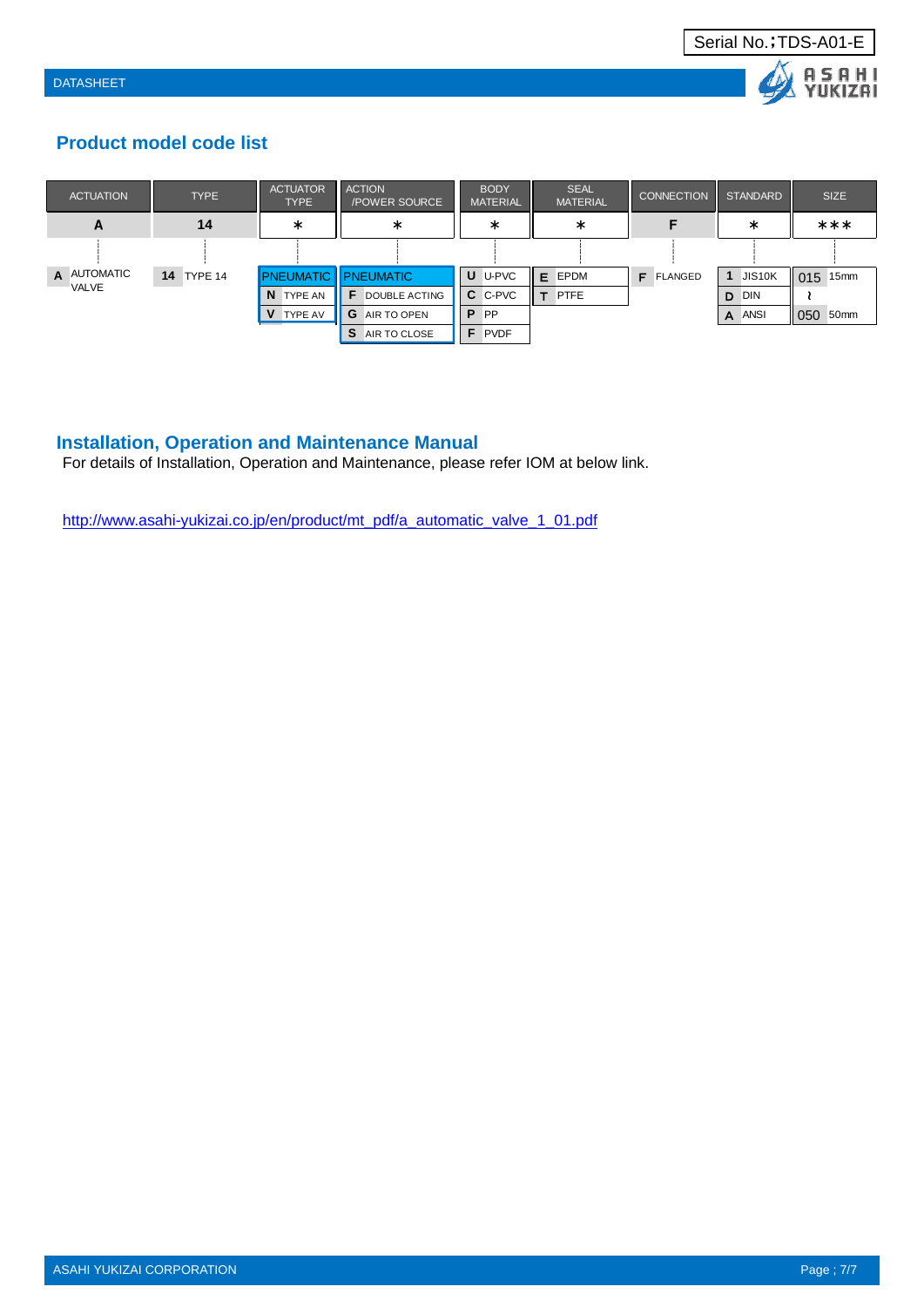## Product model code list

| ACTUATION | TYPE | ACTUATOR TYPE | ACTION /POWER SOURCE | BODY MATERIAL | SEAL MATERIAL | CONNECTION | STANDARD | SIZE |
|---|---|---|---|---|---|---|---|---|
| A | 14 | ∗ | ∗ | ∗ | ∗ | F | ∗ | ∗∗∗ |
| A AUTOMATIC VALVE | 14 TYPE 14 | PNEUMATIC | PNEUMATIC | U U-PVC | E EPDM | F FLANGED | 1 JIS10K | 015 15mm |
| | | N TYPE AN | F DOUBLE ACTING | C C-PVC | T PTFE | | D DIN | ≀ |
| | | V TYPE AV | G AIR TO OPEN | P PP | | | A ANSI | 050 50mm |
| | | | S AIR TO CLOSE | F PVDF | | | | |

## Installation, Operation and Maintenance Manual

For details of Installation, Operation and Maintenance, please refer IOM at below link.

http://www.asahi-yukizai.co.jp/en/product/mt_pdf/a_automatic_valve_1_01.pdf